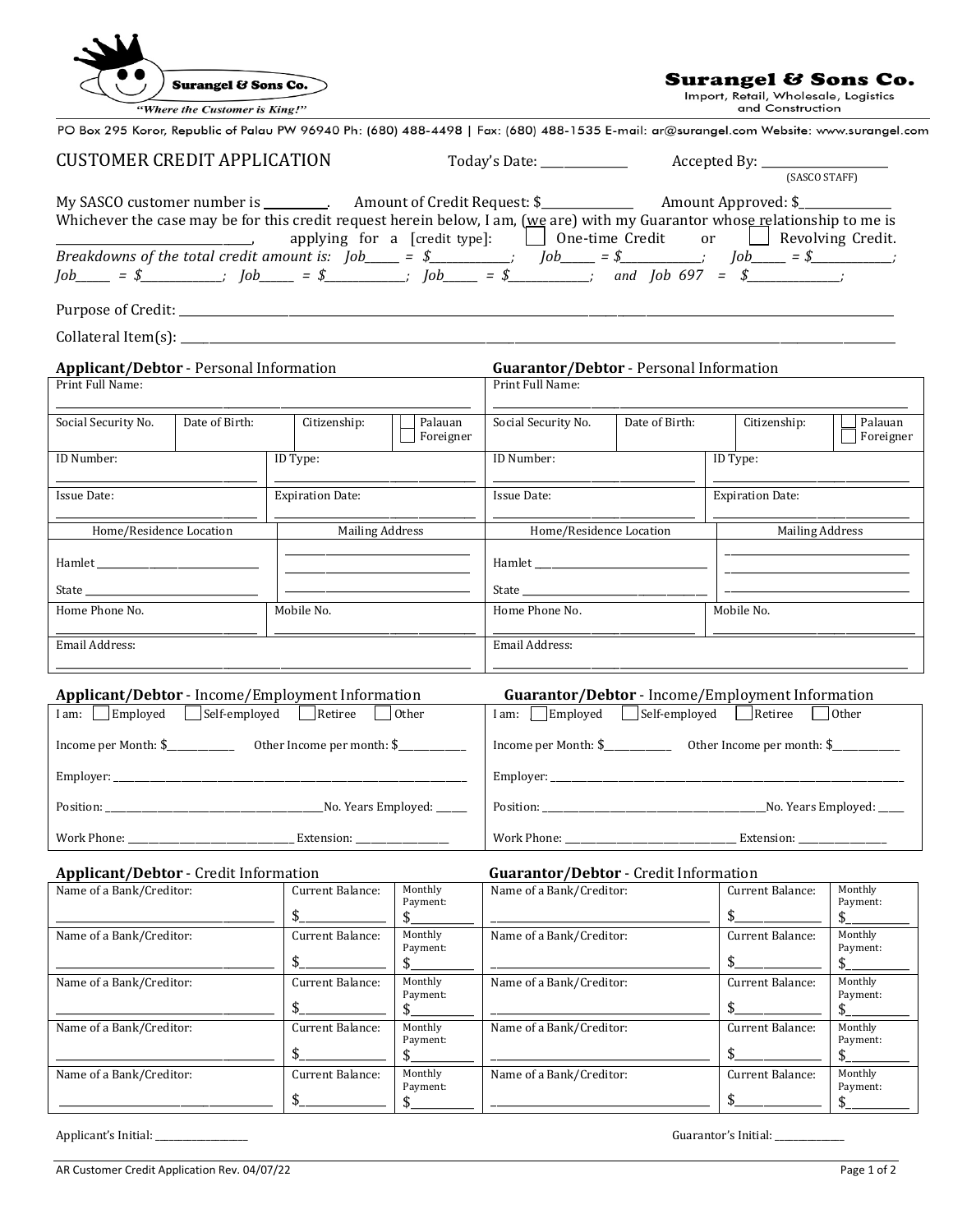Surangel & Sons Co.

*"Where the Customer is King!"*

**Surangel & Sons Co.**
Import, Retail, Wholesale, Logistics and Construction

PO Box 295 Koror, Republic of Palau PW 96940 Ph: (680) 488-4498 | Fax: (680) 488-1535 E-mail: ar@surangel.com Website: www.surangel.com

# CUSTOMER CREDIT APPLICATION

Today's Date: ______________ Accepted By: ____________________ (SASCO STAFF)

My SASCO customer number is __________. Amount of Credit Request: $______________ Amount Approved: $______________

Whichever the case may be for this credit request herein below, I am, (we are) with my Guarantor whose relationship to me is ______________________________, applying for a [credit type]: ☐ One-time Credit or ☐ Revolving Credit.

*Breakdowns of the total credit amount is: Job_____ = $____________; Job_____ = $____________; Job_____ = $____________; Job_____ = $____________; Job_____ = $____________; Job_____ = $____________; and Job 697 = $______________;*

Purpose of Credit: ________________________________________________________________________________________________

Collateral Item(s): ________________________________________________________________________________________________

## Applicant/Debtor - Personal Information

| | | | |
|---|---|---|---|
| Print Full Name: | | | |
| Social Security No. | Date of Birth: | Citizenship: | ☐ Palauan ☐ Foreigner |
| ID Number: | ID Type: | | |
| Issue Date: | Expiration Date: | | |
| Home/Residence Location | Mailing Address | | |
| Hamlet ________ State ________ | ________ ________ ________ | | |
| Home Phone No. | Mobile No. | | |
| Email Address: | | | |

## Guarantor/Debtor - Personal Information

| | | | |
|---|---|---|---|
| Print Full Name: | | | |
| Social Security No. | Date of Birth: | Citizenship: | ☐ Palauan ☐ Foreigner |
| ID Number: | ID Type: | | |
| Issue Date: | Expiration Date: | | |
| Home/Residence Location | Mailing Address | | |
| Hamlet ________ State ________ | ________ ________ ________ | | |
| Home Phone No. | Mobile No. | | |
| Email Address: | | | |

## Applicant/Debtor - Income/Employment Information

I am: ☐ Employed ☐ Self-employed ☐ Retiree ☐ Other

Income per Month: $____________ Other Income per month: $____________

Employer: ______________________________________________

Position: ______________________________ No. Years Employed: _____

Work Phone: ______________________ Extension: ______________

## Guarantor/Debtor - Income/Employment Information

I am: ☐ Employed ☐ Self-employed ☐ Retiree ☐ Other

Income per Month: $____________ Other Income per month: $____________

Employer: ______________________________________________

Position: ______________________________ No. Years Employed: _____

Work Phone: ______________________ Extension: ______________

## Applicant/Debtor - Credit Information

| Name of a Bank/Creditor: | Current Balance: | Monthly Payment: |
|---|---|---|
| | $ | $ |
| | $ | $ |
| | $ | $ |
| | $ | $ |
| | $ | $ |

## Guarantor/Debtor - Credit Information

| Name of a Bank/Creditor: | Current Balance: | Monthly Payment: |
|---|---|---|
| | $ | $ |
| | $ | $ |
| | $ | $ |
| | $ | $ |
| | $ | $ |

Applicant's Initial: ______________ Guarantor's Initial: ____________

AR Customer Credit Application Rev. 04/07/22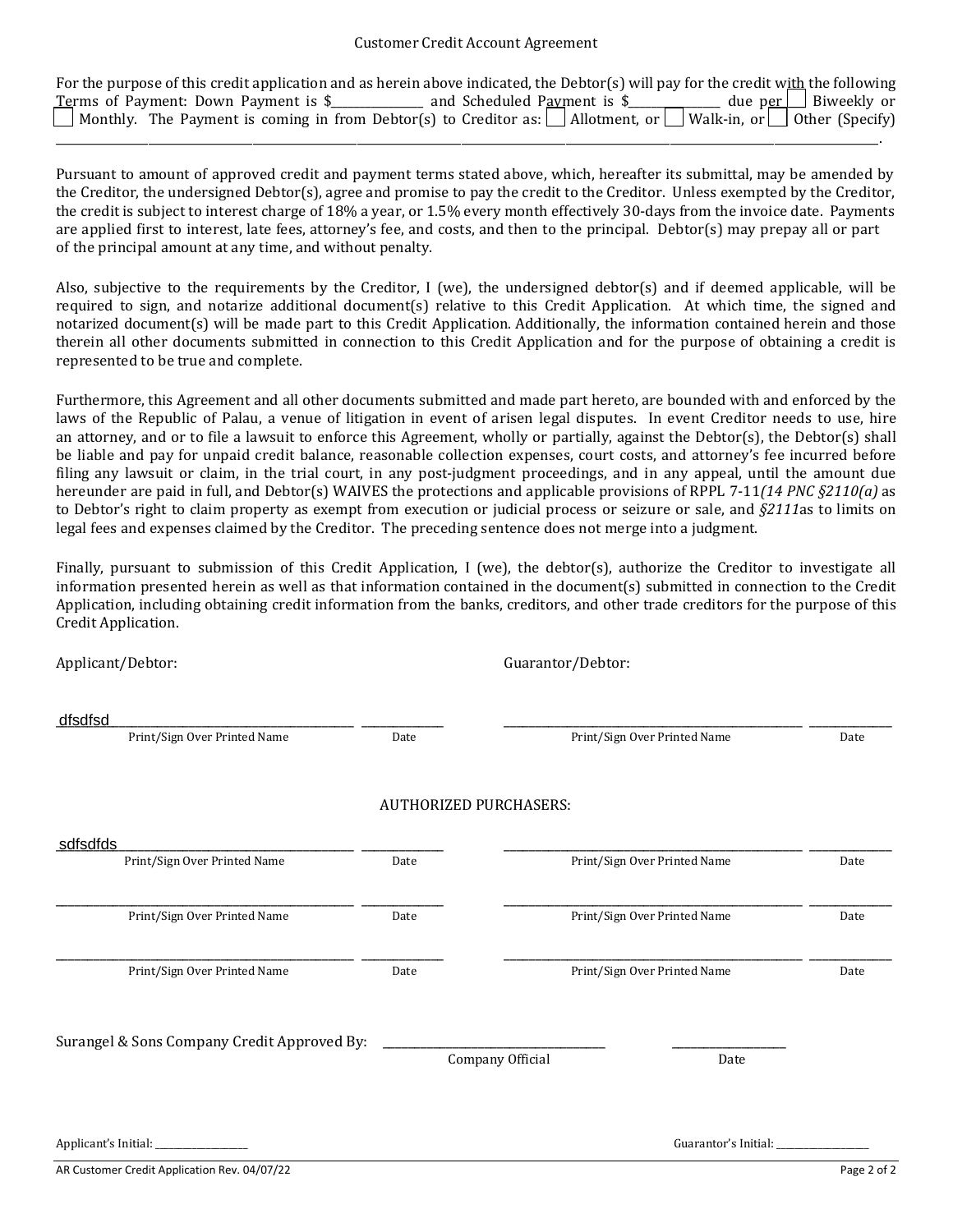Customer Credit Account Agreement

For the purpose of this credit application and as herein above indicated, the Debtor(s) will pay for the credit with the following Terms of Payment: Down Payment is $_______________ and Scheduled Payment is $_______________ due per ☐ Biweekly or ☐ Monthly. The Payment is coming in from Debtor(s) to Creditor as: ☐ Allotment, or ☐ Walk-in, or ☐ Other (Specify) ________________________________________________________________________________________________.

Pursuant to amount of approved credit and payment terms stated above, which, hereafter its submittal, may be amended by the Creditor, the undersigned Debtor(s), agree and promise to pay the credit to the Creditor. Unless exempted by the Creditor, the credit is subject to interest charge of 18% a year, or 1.5% every month effectively 30-days from the invoice date. Payments are applied first to interest, late fees, attorney's fee, and costs, and then to the principal. Debtor(s) may prepay all or part of the principal amount at any time, and without penalty.

Also, subjective to the requirements by the Creditor, I (we), the undersigned debtor(s) and if deemed applicable, will be required to sign, and notarize additional document(s) relative to this Credit Application. At which time, the signed and notarized document(s) will be made part to this Credit Application. Additionally, the information contained herein and those therein all other documents submitted in connection to this Credit Application and for the purpose of obtaining a credit is represented to be true and complete.

Furthermore, this Agreement and all other documents submitted and made part hereto, are bounded with and enforced by the laws of the Republic of Palau, a venue of litigation in event of arisen legal disputes. In event Creditor needs to use, hire an attorney, and or to file a lawsuit to enforce this Agreement, wholly or partially, against the Debtor(s), the Debtor(s) shall be liable and pay for unpaid credit balance, reasonable collection expenses, court costs, and attorney's fee incurred before filing any lawsuit or claim, in the trial court, in any post-judgment proceedings, and in any appeal, until the amount due hereunder are paid in full, and Debtor(s) WAIVES the protections and applicable provisions of RPPL 7-11*(14 PNC §2110(a)* as to Debtor's right to claim property as exempt from execution or judicial process or seizure or sale, and *§2111*as to limits on legal fees and expenses claimed by the Creditor. The preceding sentence does not merge into a judgment.

Finally, pursuant to submission of this Credit Application, I (we), the debtor(s), authorize the Creditor to investigate all information presented herein as well as that information contained in the document(s) submitted in connection to the Credit Application, including obtaining credit information from the banks, creditors, and other trade creditors for the purpose of this Credit Application.

Applicant/Debtor:

dfsdfsd______________________________ ____________
Print/Sign Over Printed Name — Date

Guarantor/Debtor:

______________________________ ____________
Print/Sign Over Printed Name — Date

AUTHORIZED PURCHASERS:

| | | | |
|---|---|---|---|
| sdfsdfds | | | |
| Print/Sign Over Printed Name | Date | Print/Sign Over Printed Name | Date |
| | | | |
| Print/Sign Over Printed Name | Date | Print/Sign Over Printed Name | Date |
| | | | |
| Print/Sign Over Printed Name | Date | Print/Sign Over Printed Name | Date |

Surangel & Sons Company Credit Approved By: ______________________________ ____________
Company Official — Date

Applicant's Initial: _______________

Guarantor's Initial: _______________

AR Customer Credit Application Rev. 04/07/22